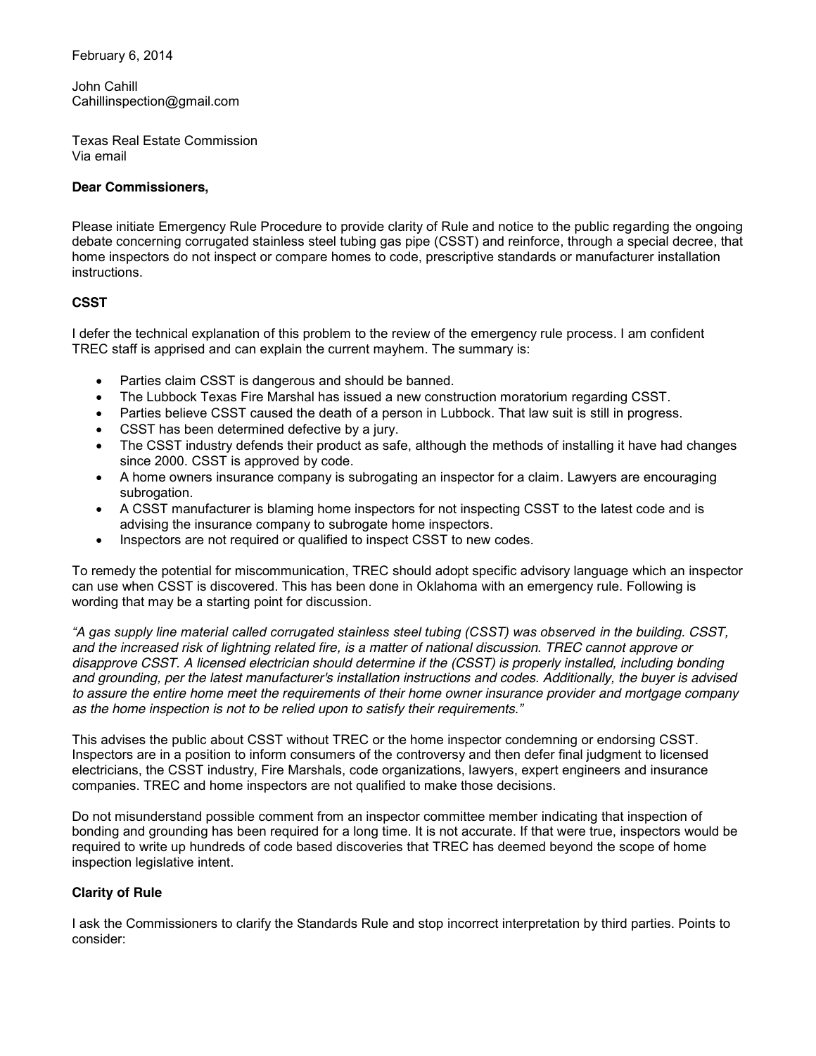February 6, 2014

John Cahill
Cahillinspection@gmail.com

Texas Real Estate Commission
Via email

**Dear Commissioners,**

Please initiate Emergency Rule Procedure to provide clarity of Rule and notice to the public regarding the ongoing debate concerning corrugated stainless steel tubing gas pipe (CSST) and reinforce, through a special decree, that home inspectors do not inspect or compare homes to code, prescriptive standards or manufacturer installation instructions.

**CSST**

I defer the technical explanation of this problem to the review of the emergency rule process. I am confident TREC staff is apprised and can explain the current mayhem. The summary is:

- Parties claim CSST is dangerous and should be banned.
- The Lubbock Texas Fire Marshal has issued a new construction moratorium regarding CSST.
- Parties believe CSST caused the death of a person in Lubbock. That law suit is still in progress.
- CSST has been determined defective by a jury.
- The CSST industry defends their product as safe, although the methods of installing it have had changes since 2000. CSST is approved by code.
- A home owners insurance company is subrogating an inspector for a claim. Lawyers are encouraging subrogation.
- A CSST manufacturer is blaming home inspectors for not inspecting CSST to the latest code and is advising the insurance company to subrogate home inspectors.
- Inspectors are not required or qualified to inspect CSST to new codes.

To remedy the potential for miscommunication, TREC should adopt specific advisory language which an inspector can use when CSST is discovered. This has been done in Oklahoma with an emergency rule. Following is wording that may be a starting point for discussion.

*"A gas supply line material called corrugated stainless steel tubing (CSST) was observed in the building. CSST, and the increased risk of lightning related fire, is a matter of national discussion. TREC cannot approve or disapprove CSST. A licensed electrician should determine if the (CSST) is properly installed, including bonding and grounding, per the latest manufacturer's installation instructions and codes. Additionally, the buyer is advised to assure the entire home meet the requirements of their home owner insurance provider and mortgage company as the home inspection is not to be relied upon to satisfy their requirements."*

This advises the public about CSST without TREC or the home inspector condemning or endorsing CSST. Inspectors are in a position to inform consumers of the controversy and then defer final judgment to licensed electricians, the CSST industry, Fire Marshals, code organizations, lawyers, expert engineers and insurance companies. TREC and home inspectors are not qualified to make those decisions.

Do not misunderstand possible comment from an inspector committee member indicating that inspection of bonding and grounding has been required for a long time. It is not accurate. If that were true, inspectors would be required to write up hundreds of code based discoveries that TREC has deemed beyond the scope of home inspection legislative intent.

**Clarity of Rule**

I ask the Commissioners to clarify the Standards Rule and stop incorrect interpretation by third parties. Points to consider: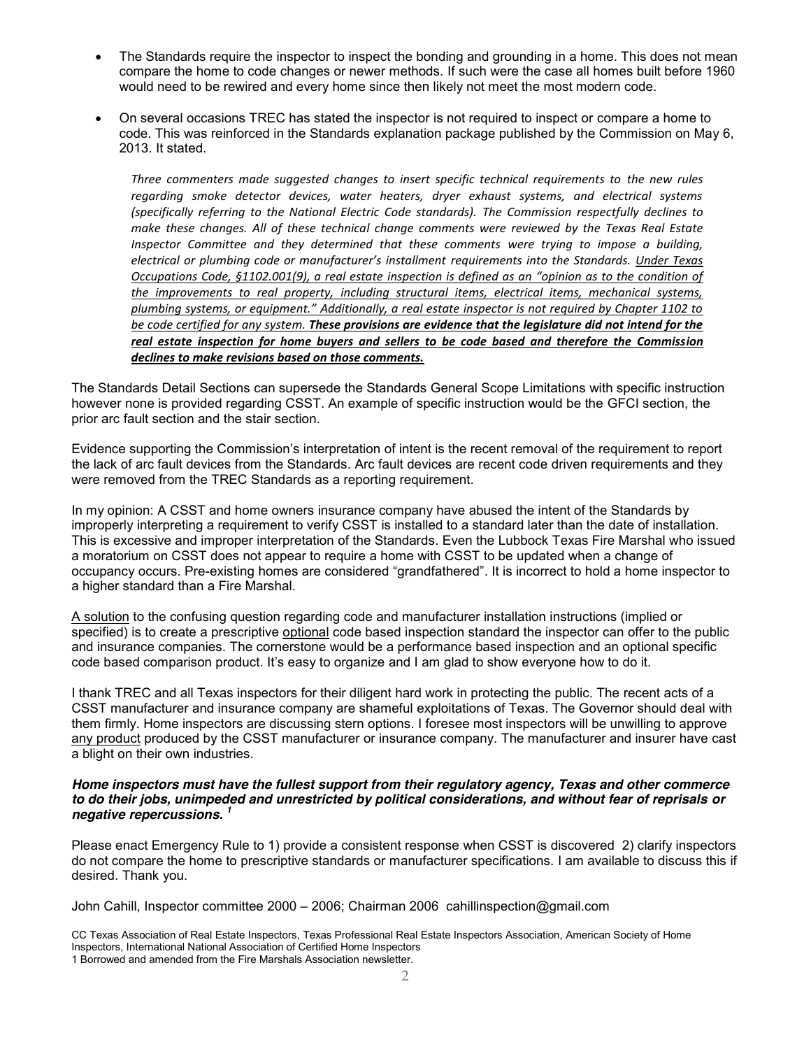- The Standards require the inspector to inspect the bonding and grounding in a home. This does not mean compare the home to code changes or newer methods. If such were the case all homes built before 1960 would need to be rewired and every home since then likely not meet the most modern code.
- On several occasions TREC has stated the inspector is not required to inspect or compare a home to code. This was reinforced in the Standards explanation package published by the Commission on May 6, 2013. It stated.

> *Three commenters made suggested changes to insert specific technical requirements to the new rules regarding smoke detector devices, water heaters, dryer exhaust systems, and electrical systems (specifically referring to the National Electric Code standards). The Commission respectfully declines to make these changes. All of these technical change comments were reviewed by the Texas Real Estate Inspector Committee and they determined that these comments were trying to impose a building, electrical or plumbing code or manufacturer's installment requirements into the Standards. Under Texas Occupations Code, §1102.001(9), a real estate inspection is defined as an "opinion as to the condition of the improvements to real property, including structural items, electrical items, mechanical systems, plumbing systems, or equipment." Additionally, a real estate inspector is not required by Chapter 1102 to be code certified for any system.* ***These provisions are evidence that the legislature did not intend for the real estate inspection for home buyers and sellers to be code based and therefore the Commission declines to make revisions based on those comments.***

The Standards Detail Sections can supersede the Standards General Scope Limitations with specific instruction however none is provided regarding CSST. An example of specific instruction would be the GFCI section, the prior arc fault section and the stair section.

Evidence supporting the Commission's interpretation of intent is the recent removal of the requirement to report the lack of arc fault devices from the Standards. Arc fault devices are recent code driven requirements and they were removed from the TREC Standards as a reporting requirement.

In my opinion: A CSST and home owners insurance company have abused the intent of the Standards by improperly interpreting a requirement to verify CSST is installed to a standard later than the date of installation. This is excessive and improper interpretation of the Standards. Even the Lubbock Texas Fire Marshal who issued a moratorium on CSST does not appear to require a home with CSST to be updated when a change of occupancy occurs. Pre-existing homes are considered "grandfathered". It is incorrect to hold a home inspector to a higher standard than a Fire Marshal.

A solution to the confusing question regarding code and manufacturer installation instructions (implied or specified) is to create a prescriptive optional code based inspection standard the inspector can offer to the public and insurance companies. The cornerstone would be a performance based inspection and an optional specific code based comparison product. It's easy to organize and I am glad to show everyone how to do it.

I thank TREC and all Texas inspectors for their diligent hard work in protecting the public. The recent acts of a CSST manufacturer and insurance company are shameful exploitations of Texas. The Governor should deal with them firmly. Home inspectors are discussing stern options. I foresee most inspectors will be unwilling to approve any product produced by the CSST manufacturer or insurance company. The manufacturer and insurer have cast a blight on their own industries.

***Home inspectors must have the fullest support from their regulatory agency, Texas and other commerce to do their jobs, unimpeded and unrestricted by political considerations, and without fear of reprisals or negative repercussions.*** [1]

Please enact Emergency Rule to 1) provide a consistent response when CSST is discovered 2) clarify inspectors do not compare the home to prescriptive standards or manufacturer specifications. I am available to discuss this if desired. Thank you.

John Cahill, Inspector committee 2000 – 2006; Chairman 2006 cahillinspection@gmail.com

CC Texas Association of Real Estate Inspectors, Texas Professional Real Estate Inspectors Association, American Society of Home Inspectors, International National Association of Certified Home Inspectors

1 Borrowed and amended from the Fire Marshals Association newsletter.